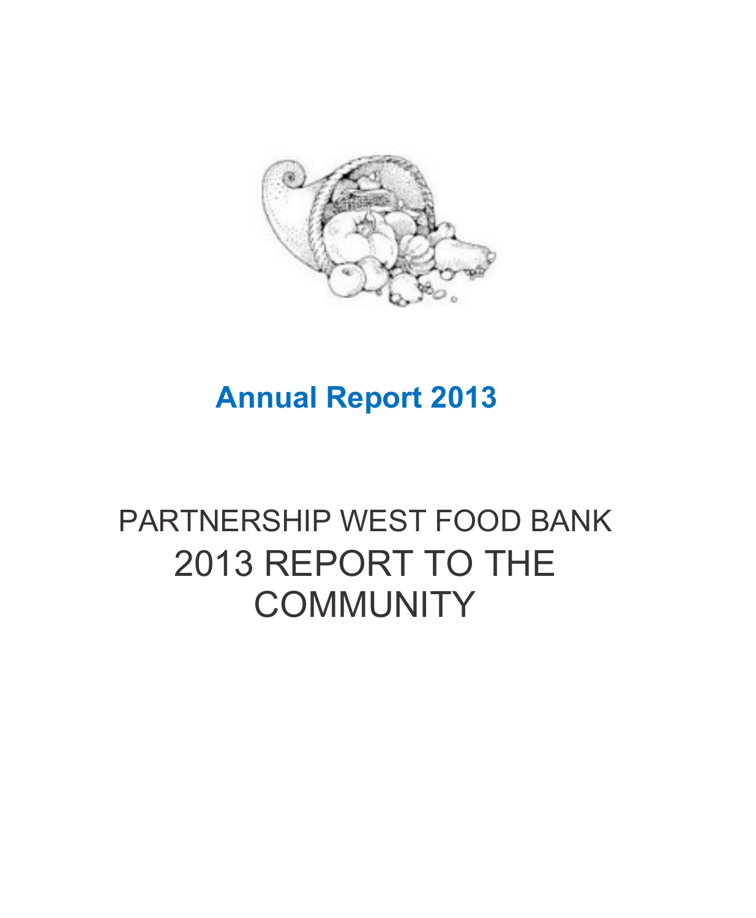# Annual Report 2013

# PARTNERSHIP WEST FOOD BANK

# 2013 REPORT TO THE COMMUNITY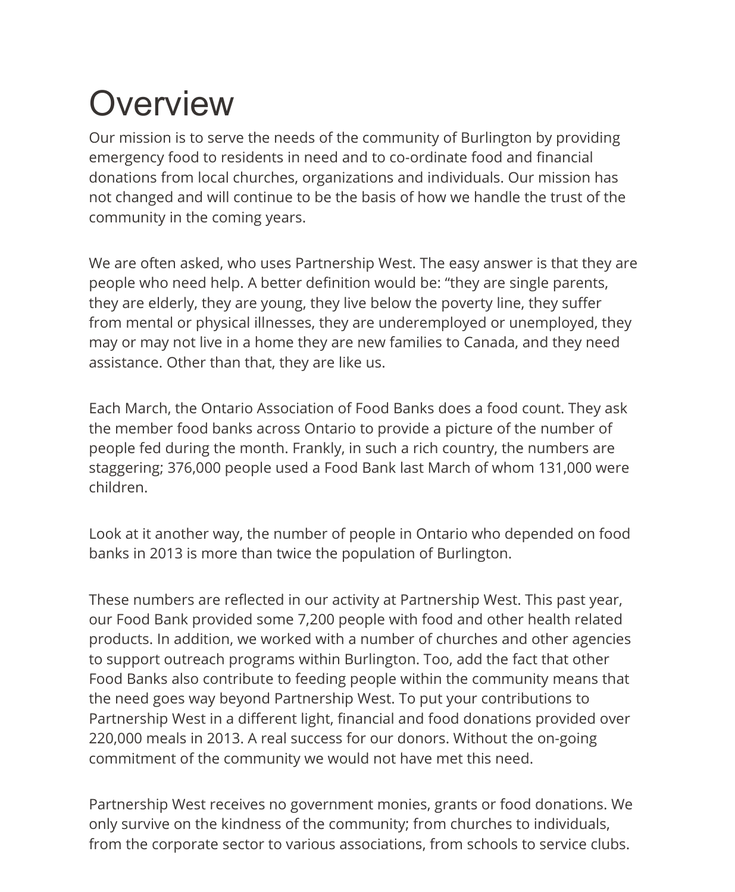# Overview

Our mission is to serve the needs of the community of Burlington by providing emergency food to residents in need and to co-ordinate food and financial donations from local churches, organizations and individuals. Our mission has not changed and will continue to be the basis of how we handle the trust of the community in the coming years.

We are often asked, who uses Partnership West. The easy answer is that they are people who need help. A better definition would be: “they are single parents, they are elderly, they are young, they live below the poverty line, they suffer from mental or physical illnesses, they are underemployed or unemployed, they may or may not live in a home they are new families to Canada, and they need assistance. Other than that, they are like us.

Each March, the Ontario Association of Food Banks does a food count. They ask the member food banks across Ontario to provide a picture of the number of people fed during the month. Frankly, in such a rich country, the numbers are staggering; 376,000 people used a Food Bank last March of whom 131,000 were children.

Look at it another way, the number of people in Ontario who depended on food banks in 2013 is more than twice the population of Burlington.

These numbers are reflected in our activity at Partnership West. This past year, our Food Bank provided some 7,200 people with food and other health related products. In addition, we worked with a number of churches and other agencies to support outreach programs within Burlington. Too, add the fact that other Food Banks also contribute to feeding people within the community means that the need goes way beyond Partnership West. To put your contributions to Partnership West in a different light, financial and food donations provided over 220,000 meals in 2013. A real success for our donors. Without the on-going commitment of the community we would not have met this need.

Partnership West receives no government monies, grants or food donations. We only survive on the kindness of the community; from churches to individuals, from the corporate sector to various associations, from schools to service clubs.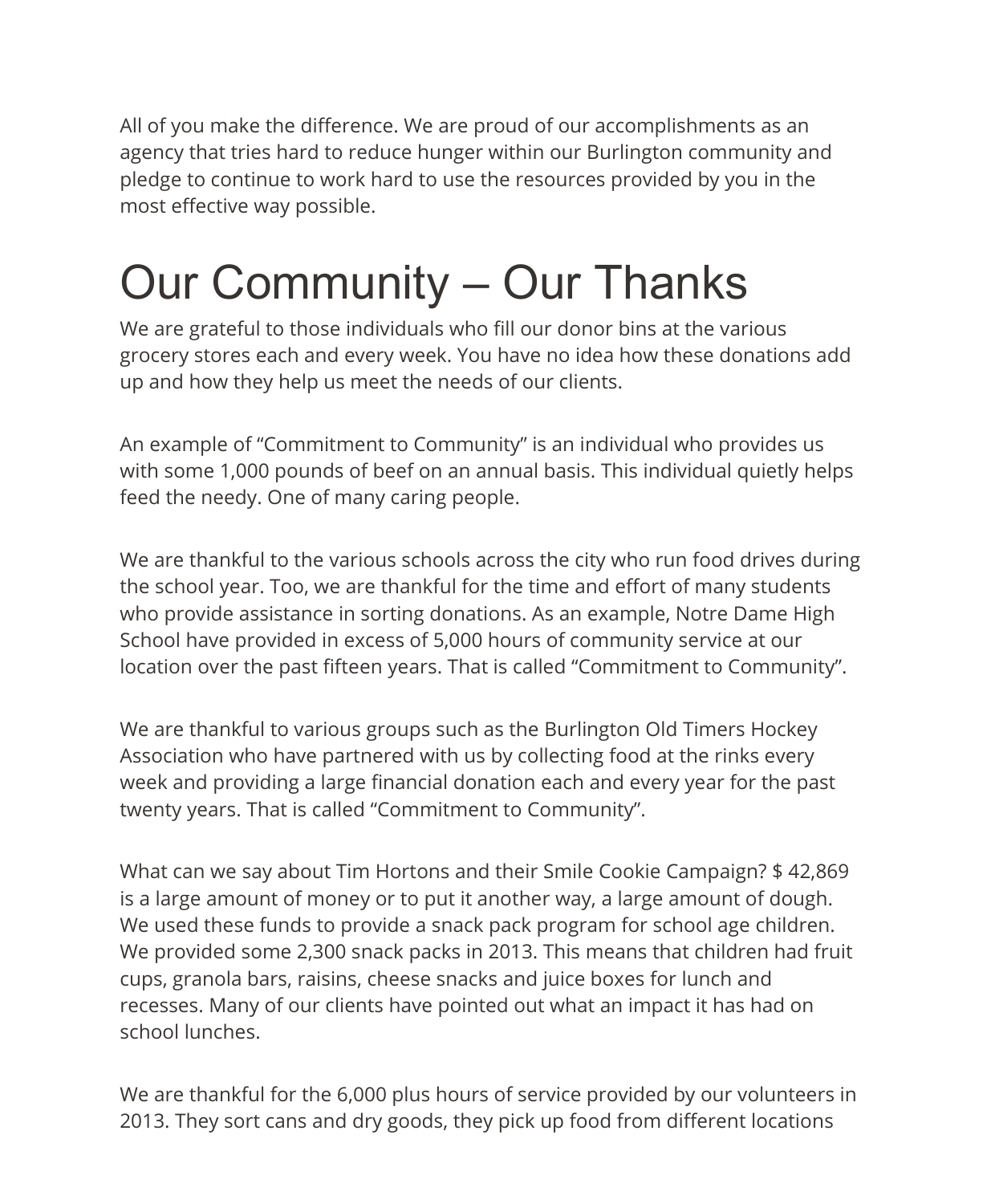All of you make the difference. We are proud of our accomplishments as an agency that tries hard to reduce hunger within our Burlington community and pledge to continue to work hard to use the resources provided by you in the most effective way possible.

# Our Community – Our Thanks

We are grateful to those individuals who fill our donor bins at the various grocery stores each and every week. You have no idea how these donations add up and how they help us meet the needs of our clients.

An example of "Commitment to Community" is an individual who provides us with some 1,000 pounds of beef on an annual basis. This individual quietly helps feed the needy. One of many caring people.

We are thankful to the various schools across the city who run food drives during the school year. Too, we are thankful for the time and effort of many students who provide assistance in sorting donations. As an example, Notre Dame High School have provided in excess of 5,000 hours of community service at our location over the past fifteen years. That is called "Commitment to Community".

We are thankful to various groups such as the Burlington Old Timers Hockey Association who have partnered with us by collecting food at the rinks every week and providing a large financial donation each and every year for the past twenty years. That is called "Commitment to Community".

What can we say about Tim Hortons and their Smile Cookie Campaign? $ 42,869 is a large amount of money or to put it another way, a large amount of dough. We used these funds to provide a snack pack program for school age children. We provided some 2,300 snack packs in 2013. This means that children had fruit cups, granola bars, raisins, cheese snacks and juice boxes for lunch and recesses. Many of our clients have pointed out what an impact it has had on school lunches.

We are thankful for the 6,000 plus hours of service provided by our volunteers in 2013. They sort cans and dry goods, they pick up food from different locations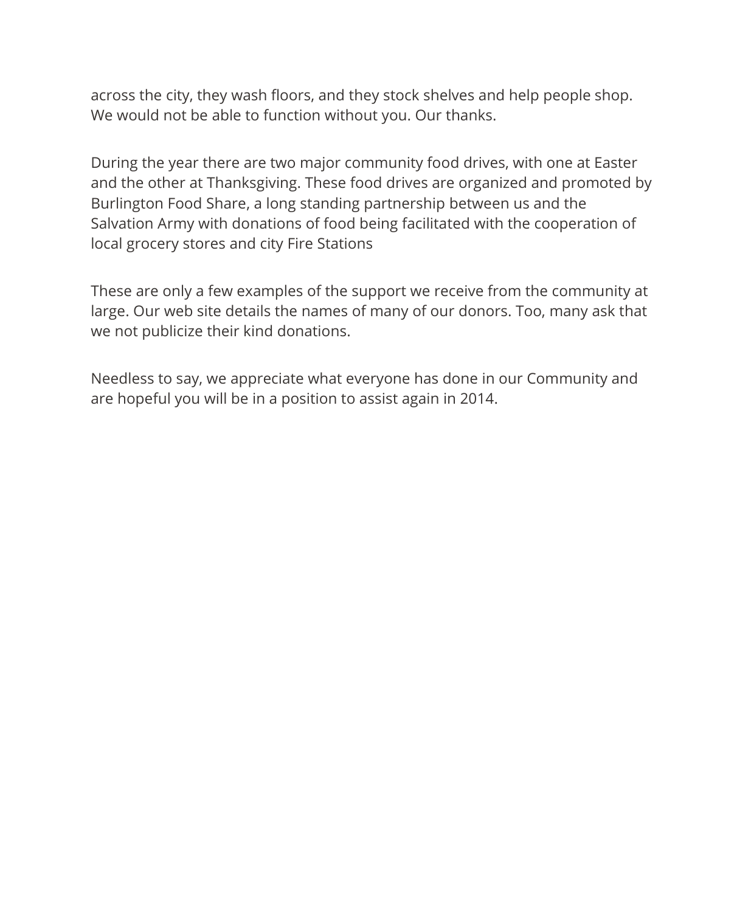across the city, they wash floors, and they stock shelves and help people shop. We would not be able to function without you. Our thanks.

During the year there are two major community food drives, with one at Easter and the other at Thanksgiving. These food drives are organized and promoted by Burlington Food Share, a long standing partnership between us and the Salvation Army with donations of food being facilitated with the cooperation of local grocery stores and city Fire Stations

These are only a few examples of the support we receive from the community at large. Our web site details the names of many of our donors. Too, many ask that we not publicize their kind donations.

Needless to say, we appreciate what everyone has done in our Community and are hopeful you will be in a position to assist again in 2014.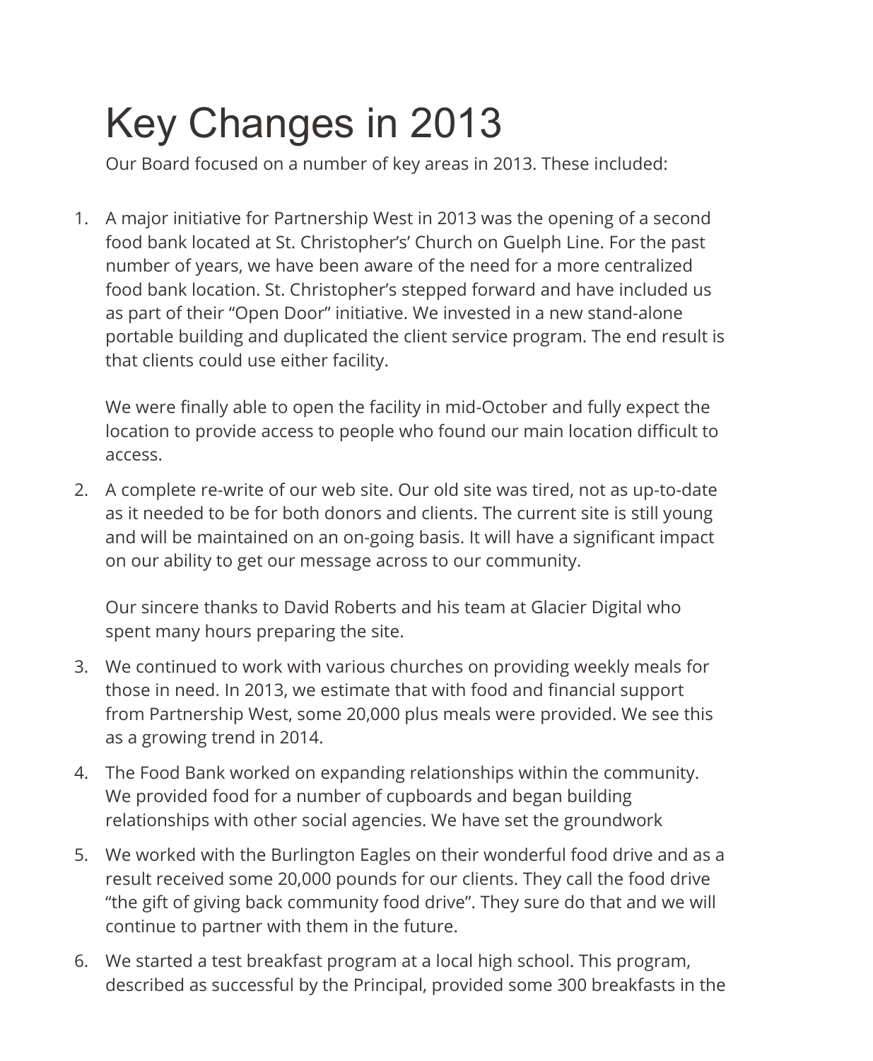# Key Changes in 2013

Our Board focused on a number of key areas in 2013. These included:

1. A major initiative for Partnership West in 2013 was the opening of a second food bank located at St. Christopher's' Church on Guelph Line. For the past number of years, we have been aware of the need for a more centralized food bank location. St. Christopher's stepped forward and have included us as part of their "Open Door" initiative. We invested in a new stand-alone portable building and duplicated the client service program. The end result is that clients could use either facility.

   We were finally able to open the facility in mid-October and fully expect the location to provide access to people who found our main location difficult to access.

2. A complete re-write of our web site. Our old site was tired, not as up-to-date as it needed to be for both donors and clients. The current site is still young and will be maintained on an on-going basis. It will have a significant impact on our ability to get our message across to our community.

   Our sincere thanks to David Roberts and his team at Glacier Digital who spent many hours preparing the site.

3. We continued to work with various churches on providing weekly meals for those in need. In 2013, we estimate that with food and financial support from Partnership West, some 20,000 plus meals were provided. We see this as a growing trend in 2014.

4. The Food Bank worked on expanding relationships within the community. We provided food for a number of cupboards and began building relationships with other social agencies. We have set the groundwork

5. We worked with the Burlington Eagles on their wonderful food drive and as a result received some 20,000 pounds for our clients. They call the food drive "the gift of giving back community food drive". They sure do that and we will continue to partner with them in the future.

6. We started a test breakfast program at a local high school. This program, described as successful by the Principal, provided some 300 breakfasts in the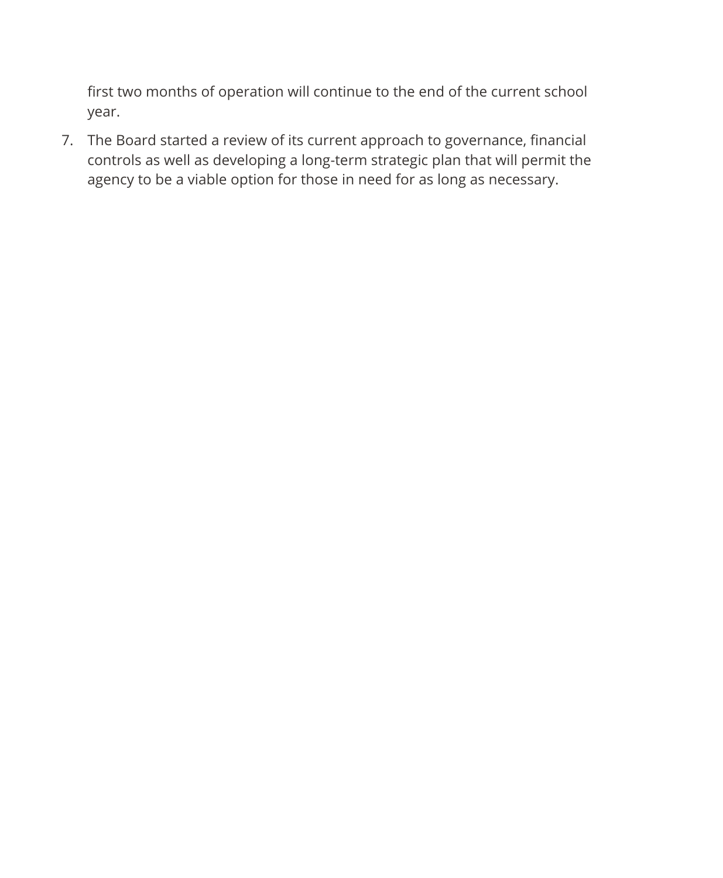first two months of operation will continue to the end of the current school year.

7. The Board started a review of its current approach to governance, financial controls as well as developing a long-term strategic plan that will permit the agency to be a viable option for those in need for as long as necessary.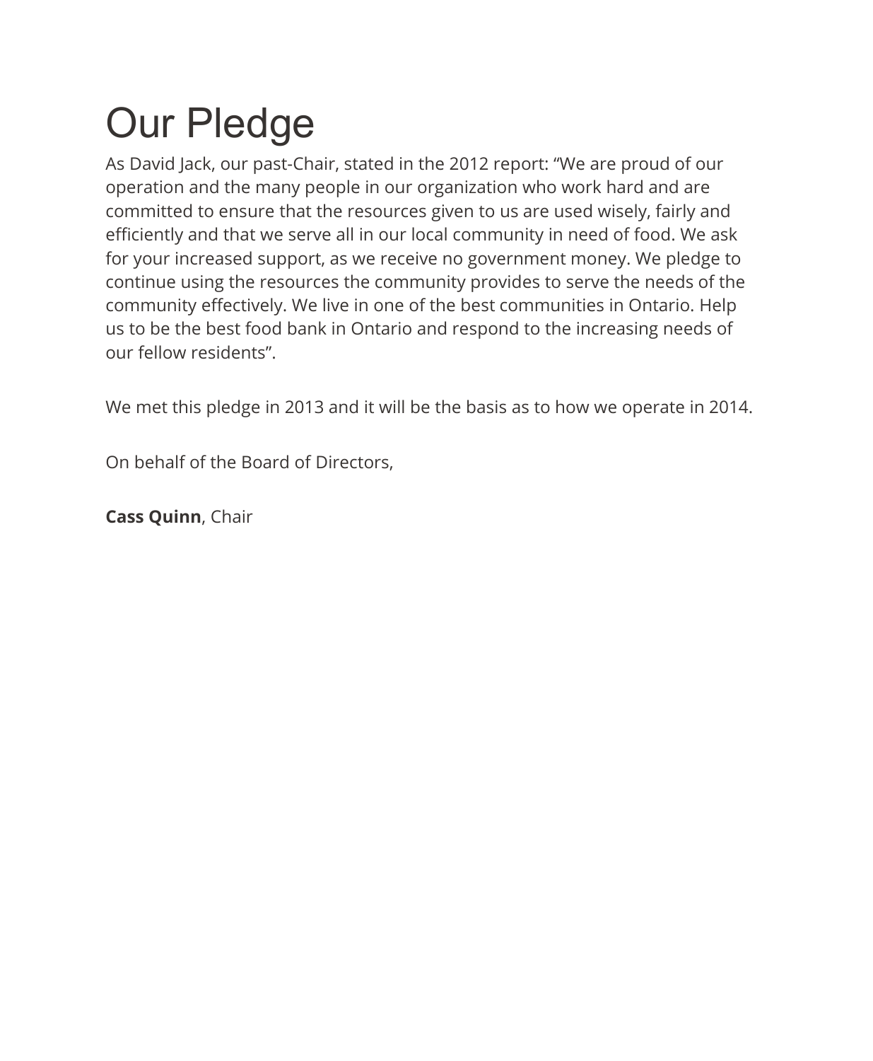# Our Pledge

As David Jack, our past-Chair, stated in the 2012 report: “We are proud of our operation and the many people in our organization who work hard and are committed to ensure that the resources given to us are used wisely, fairly and efficiently and that we serve all in our local community in need of food. We ask for your increased support, as we receive no government money. We pledge to continue using the resources the community provides to serve the needs of the community effectively. We live in one of the best communities in Ontario. Help us to be the best food bank in Ontario and respond to the increasing needs of our fellow residents”.

We met this pledge in 2013 and it will be the basis as to how we operate in 2014.

On behalf of the Board of Directors,

**Cass Quinn**, Chair